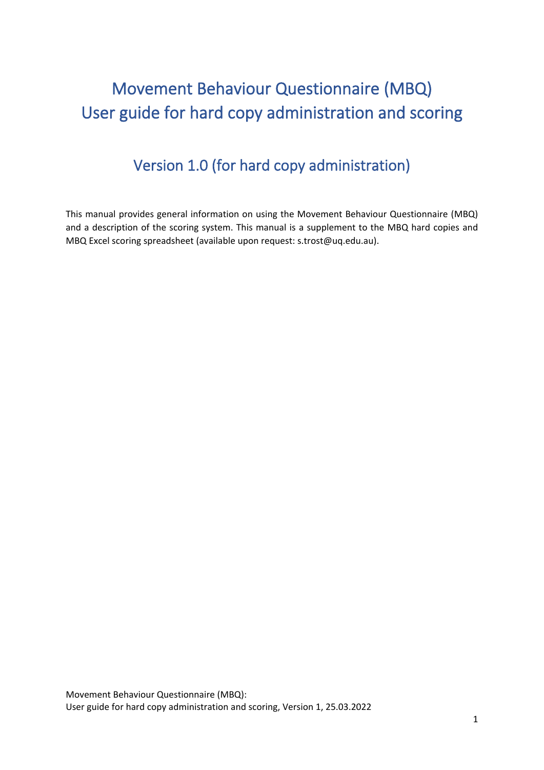# Movement Behaviour Questionnaire (MBQ) User guide for hard copy administration and scoring

## Version 1.0 (for hard copy administration)

This manual provides general information on using the Movement Behaviour Questionnaire (MBQ) and a description of the scoring system. This manual is a supplement to the MBQ hard copies and MBQ Excel scoring spreadsheet (available upon request: s.trost@uq.edu.au).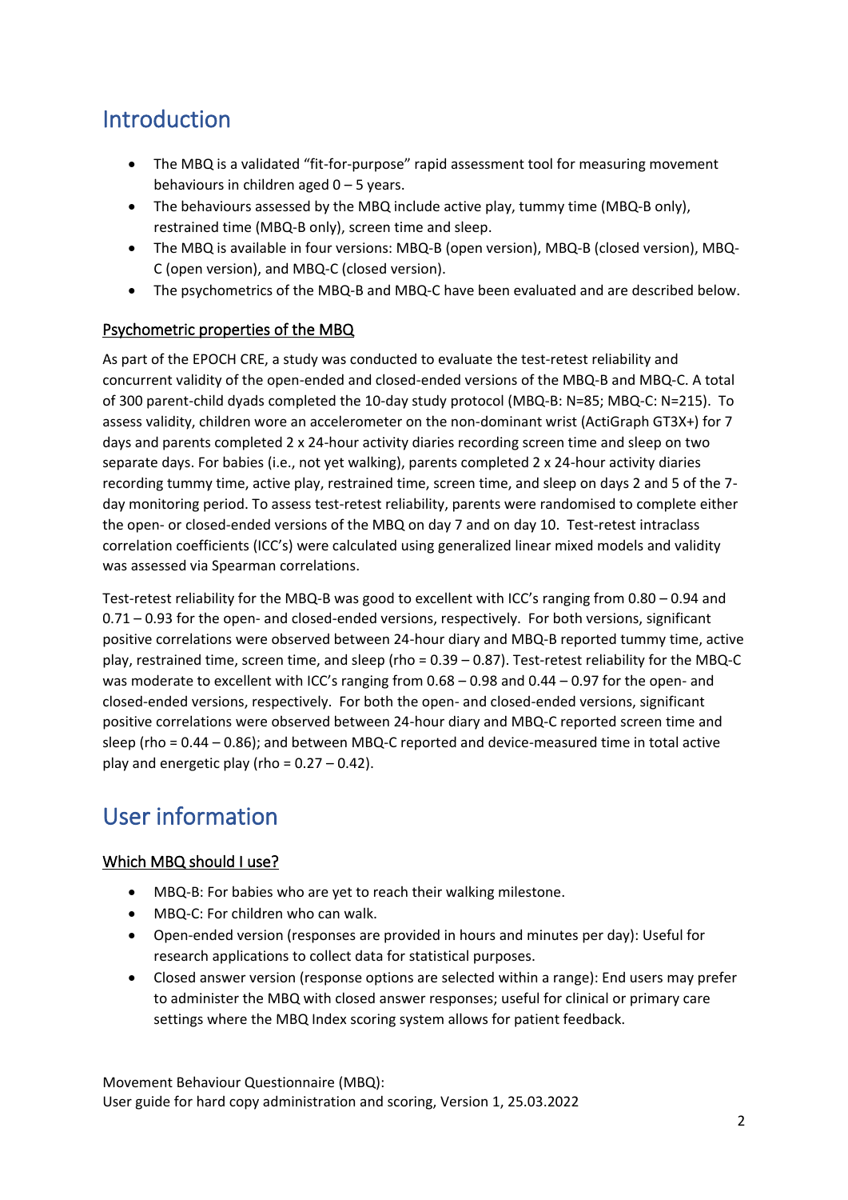# Introduction

- The MBQ is a validated "fit-for-purpose" rapid assessment tool for measuring movement behaviours in children aged 0 – 5 years.
- The behaviours assessed by the MBQ include active play, tummy time (MBQ-B only), restrained time (MBQ-B only), screen time and sleep.
- The MBQ is available in four versions: MBQ-B (open version), MBQ-B (closed version), MBQ-C (open version), and MBQ-C (closed version).
- The psychometrics of the MBQ-B and MBQ-C have been evaluated and are described below.

## Psychometric properties of the MBQ

As part of the EPOCH CRE, a study was conducted to evaluate the test-retest reliability and concurrent validity of the open-ended and closed-ended versions of the MBQ-B and MBQ-C. A total of 300 parent-child dyads completed the 10-day study protocol (MBQ-B: N=85; MBQ-C: N=215). To assess validity, children wore an accelerometer on the non-dominant wrist (ActiGraph GT3X+) for 7 days and parents completed 2 x 24-hour activity diaries recording screen time and sleep on two separate days. For babies (i.e., not yet walking), parents completed 2 x 24-hour activity diaries recording tummy time, active play, restrained time, screen time, and sleep on days 2 and 5 of the 7-day monitoring period. To assess test-retest reliability, parents were randomised to complete either the open- or closed-ended versions of the MBQ on day 7 and on day 10. Test-retest intraclass correlation coefficients (ICC's) were calculated using generalized linear mixed models and validity was assessed via Spearman correlations.

Test-retest reliability for the MBQ-B was good to excellent with ICC's ranging from 0.80 – 0.94 and 0.71 – 0.93 for the open- and closed-ended versions, respectively. For both versions, significant positive correlations were observed between 24-hour diary and MBQ-B reported tummy time, active play, restrained time, screen time, and sleep (rho = 0.39 – 0.87). Test-retest reliability for the MBQ-C was moderate to excellent with ICC's ranging from 0.68 – 0.98 and 0.44 – 0.97 for the open- and closed-ended versions, respectively. For both the open- and closed-ended versions, significant positive correlations were observed between 24-hour diary and MBQ-C reported screen time and sleep (rho = 0.44 – 0.86); and between MBQ-C reported and device-measured time in total active play and energetic play (rho = 0.27 – 0.42).

# User information

## Which MBQ should I use?

- MBQ-B: For babies who are yet to reach their walking milestone.
- MBQ-C: For children who can walk.
- Open-ended version (responses are provided in hours and minutes per day): Useful for research applications to collect data for statistical purposes.
- Closed answer version (response options are selected within a range): End users may prefer to administer the MBQ with closed answer responses; useful for clinical or primary care settings where the MBQ Index scoring system allows for patient feedback.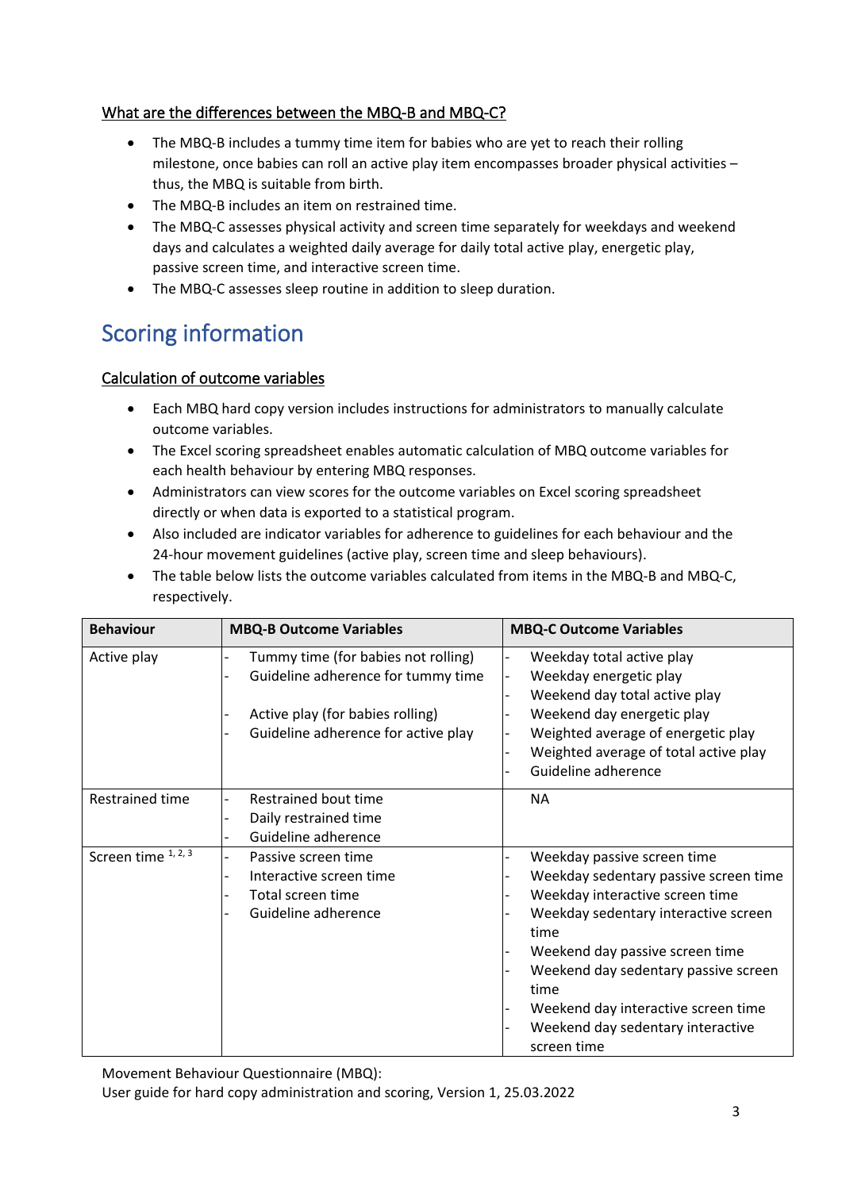What are the differences between the MBQ-B and MBQ-C?

- The MBQ-B includes a tummy time item for babies who are yet to reach their rolling milestone, once babies can roll an active play item encompasses broader physical activities – thus, the MBQ is suitable from birth.
- The MBQ-B includes an item on restrained time.
- The MBQ-C assesses physical activity and screen time separately for weekdays and weekend days and calculates a weighted daily average for daily total active play, energetic play, passive screen time, and interactive screen time.
- The MBQ-C assesses sleep routine in addition to sleep duration.

## Scoring information

Calculation of outcome variables

- Each MBQ hard copy version includes instructions for administrators to manually calculate outcome variables.
- The Excel scoring spreadsheet enables automatic calculation of MBQ outcome variables for each health behaviour by entering MBQ responses.
- Administrators can view scores for the outcome variables on Excel scoring spreadsheet directly or when data is exported to a statistical program.
- Also included are indicator variables for adherence to guidelines for each behaviour and the 24-hour movement guidelines (active play, screen time and sleep behaviours).
- The table below lists the outcome variables calculated from items in the MBQ-B and MBQ-C, respectively.

| Behaviour | MBQ-B Outcome Variables | MBQ-C Outcome Variables |
|---|---|---|
| Active play | - Tummy time (for babies not rolling)<br>- Guideline adherence for tummy time<br><br>- Active play (for babies rolling)<br>- Guideline adherence for active play | - Weekday total active play<br>- Weekday energetic play<br>- Weekend day total active play<br>- Weekend day energetic play<br>- Weighted average of energetic play<br>- Weighted average of total active play<br>- Guideline adherence |
| Restrained time | - Restrained bout time<br>- Daily restrained time<br>- Guideline adherence | NA |
| Screen time [1, 2, 3] | - Passive screen time<br>- Interactive screen time<br>- Total screen time<br>- Guideline adherence | - Weekday passive screen time<br>- Weekday sedentary passive screen time<br>- Weekday interactive screen time<br>- Weekday sedentary interactive screen time<br>- Weekend day passive screen time<br>- Weekend day sedentary passive screen time<br>- Weekend day interactive screen time<br>- Weekend day sedentary interactive screen time |

Movement Behaviour Questionnaire (MBQ):
User guide for hard copy administration and scoring, Version 1, 25.03.2022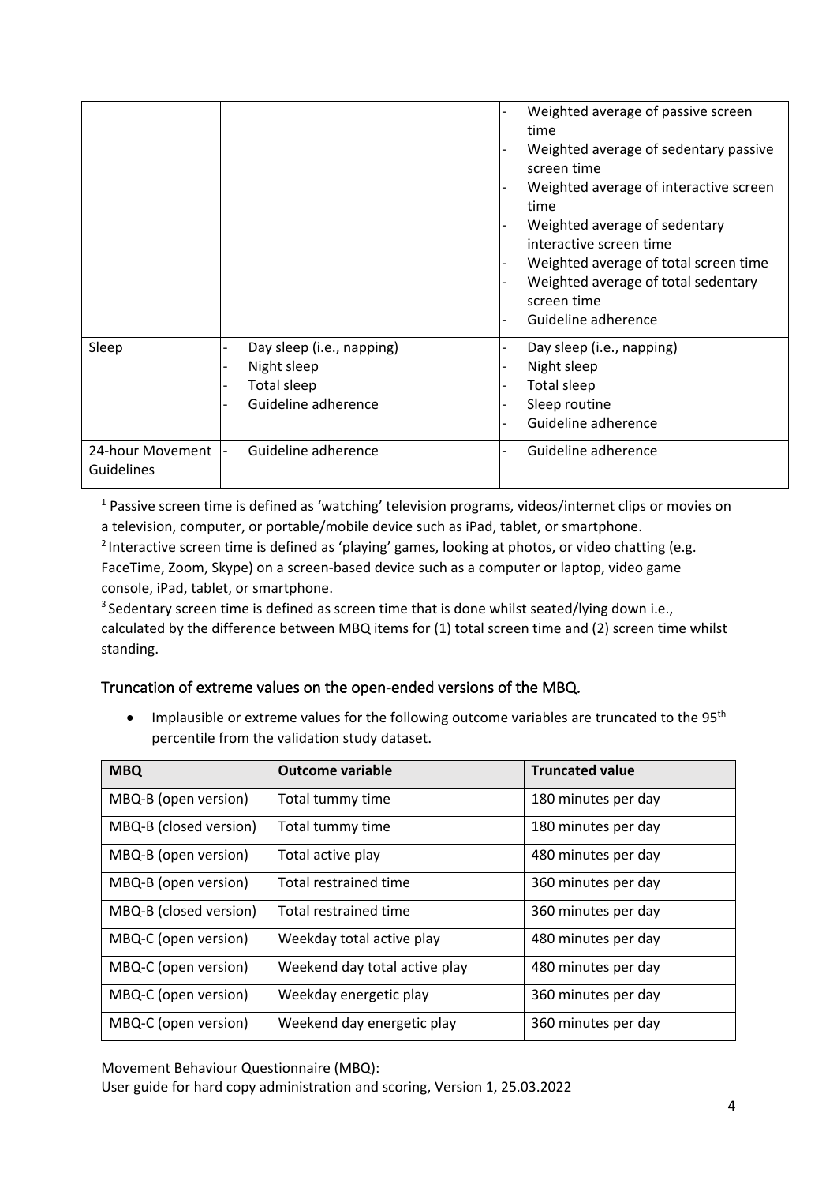| | | |
|---|---|---|
| | | - Weighted average of passive screen time<br>- Weighted average of sedentary passive screen time<br>- Weighted average of interactive screen time<br>- Weighted average of sedentary interactive screen time<br>- Weighted average of total screen time<br>- Weighted average of total sedentary screen time<br>- Guideline adherence |
| Sleep | - Day sleep (i.e., napping)<br>- Night sleep<br>- Total sleep<br>- Guideline adherence | - Day sleep (i.e., napping)<br>- Night sleep<br>- Total sleep<br>- Sleep routine<br>- Guideline adherence |
| 24-hour Movement Guidelines | - Guideline adherence | - Guideline adherence |

[1] Passive screen time is defined as 'watching' television programs, videos/internet clips or movies on a television, computer, or portable/mobile device such as iPad, tablet, or smartphone.

[2] Interactive screen time is defined as 'playing' games, looking at photos, or video chatting (e.g. FaceTime, Zoom, Skype) on a screen-based device such as a computer or laptop, video game console, iPad, tablet, or smartphone.

[3] Sedentary screen time is defined as screen time that is done whilst seated/lying down i.e., calculated by the difference between MBQ items for (1) total screen time and (2) screen time whilst standing.

## Truncation of extreme values on the open-ended versions of the MBQ.

- Implausible or extreme values for the following outcome variables are truncated to the 95th percentile from the validation study dataset.

| MBQ | Outcome variable | Truncated value |
|---|---|---|
| MBQ-B (open version) | Total tummy time | 180 minutes per day |
| MBQ-B (closed version) | Total tummy time | 180 minutes per day |
| MBQ-B (open version) | Total active play | 480 minutes per day |
| MBQ-B (open version) | Total restrained time | 360 minutes per day |
| MBQ-B (closed version) | Total restrained time | 360 minutes per day |
| MBQ-C (open version) | Weekday total active play | 480 minutes per day |
| MBQ-C (open version) | Weekend day total active play | 480 minutes per day |
| MBQ-C (open version) | Weekday energetic play | 360 minutes per day |
| MBQ-C (open version) | Weekend day energetic play | 360 minutes per day |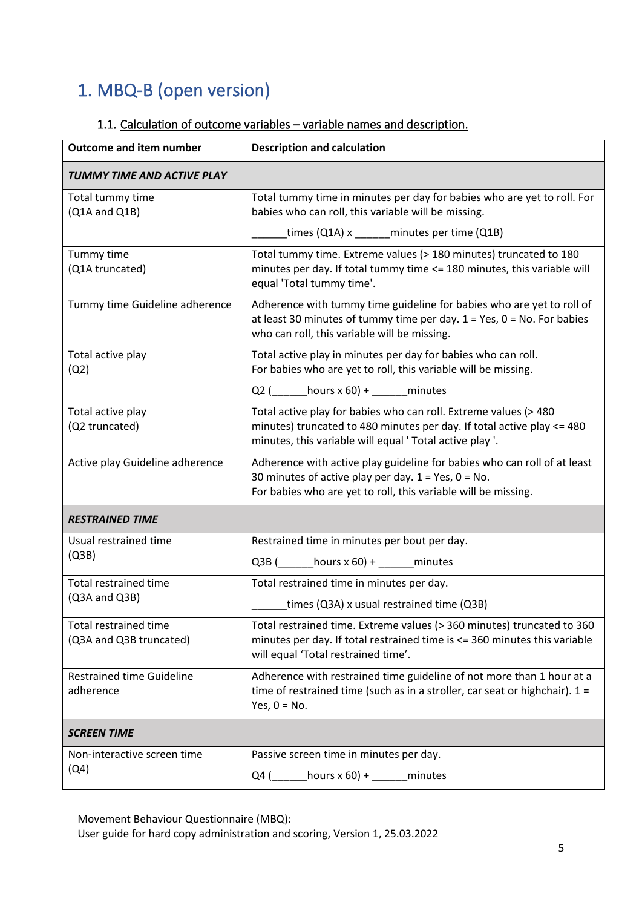# 1. MBQ-B (open version)

## 1.1. Calculation of outcome variables – variable names and description.

| Outcome and item number | Description and calculation |
|---|---|
| ***TUMMY TIME AND ACTIVE PLAY*** | |
| Total tummy time (Q1A and Q1B) | Total tummy time in minutes per day for babies who are yet to roll. For babies who can roll, this variable will be missing.<br>______times (Q1A) x ______minutes per time (Q1B) |
| Tummy time (Q1A truncated) | Total tummy time. Extreme values (> 180 minutes) truncated to 180 minutes per day. If total tummy time <= 180 minutes, this variable will equal 'Total tummy time'. |
| Tummy time Guideline adherence | Adherence with tummy time guideline for babies who are yet to roll of at least 30 minutes of tummy time per day. 1 = Yes, 0 = No. For babies who can roll, this variable will be missing. |
| Total active play (Q2) | Total active play in minutes per day for babies who can roll. For babies who are yet to roll, this variable will be missing.<br>Q2 (______hours x 60) + ______minutes |
| Total active play (Q2 truncated) | Total active play for babies who can roll. Extreme values (> 480 minutes) truncated to 480 minutes per day. If total active play <= 480 minutes, this variable will equal ' Total active play '. |
| Active play Guideline adherence | Adherence with active play guideline for babies who can roll of at least 30 minutes of active play per day. 1 = Yes, 0 = No.<br>For babies who are yet to roll, this variable will be missing. |
| ***RESTRAINED TIME*** | |
| Usual restrained time (Q3B) | Restrained time in minutes per bout per day.<br>Q3B (______hours x 60) + ______minutes |
| Total restrained time (Q3A and Q3B) | Total restrained time in minutes per day.<br>______times (Q3A) x usual restrained time (Q3B) |
| Total restrained time (Q3A and Q3B truncated) | Total restrained time. Extreme values (> 360 minutes) truncated to 360 minutes per day. If total restrained time is <= 360 minutes this variable will equal 'Total restrained time'. |
| Restrained time Guideline adherence | Adherence with restrained time guideline of not more than 1 hour at a time of restrained time (such as in a stroller, car seat or highchair). 1 = Yes, 0 = No. |
| ***SCREEN TIME*** | |
| Non-interactive screen time (Q4) | Passive screen time in minutes per day.<br>Q4 (______hours x 60) + ______minutes |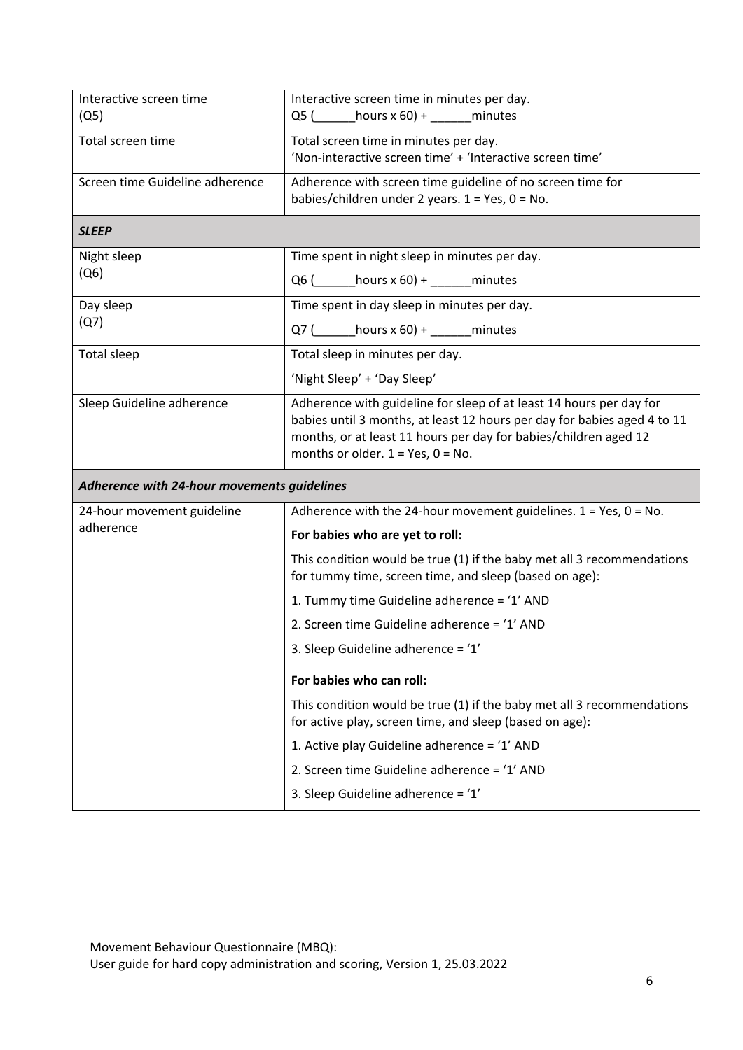| | |
|---|---|
| Interactive screen time (Q5) | Interactive screen time in minutes per day.<br>Q5 (______hours x 60) + ______minutes |
| Total screen time | Total screen time in minutes per day.<br>'Non-interactive screen time' + 'Interactive screen time' |
| Screen time Guideline adherence | Adherence with screen time guideline of no screen time for babies/children under 2 years. 1 = Yes, 0 = No. |
| ***SLEEP*** | |
| Night sleep (Q6) | Time spent in night sleep in minutes per day.<br>Q6 (______hours x 60) + ______minutes |
| Day sleep (Q7) | Time spent in day sleep in minutes per day.<br>Q7 (______hours x 60) + ______minutes |
| Total sleep | Total sleep in minutes per day.<br>'Night Sleep' + 'Day Sleep' |
| Sleep Guideline adherence | Adherence with guideline for sleep of at least 14 hours per day for babies until 3 months, at least 12 hours per day for babies aged 4 to 11 months, or at least 11 hours per day for babies/children aged 12 months or older. 1 = Yes, 0 = No. |
| ***Adherence with 24-hour movements guidelines*** | |
| 24-hour movement guideline adherence | Adherence with the 24-hour movement guidelines. 1 = Yes, 0 = No.<br>**For babies who are yet to roll:**<br>This condition would be true (1) if the baby met all 3 recommendations for tummy time, screen time, and sleep (based on age):<br>1. Tummy time Guideline adherence = '1' AND<br>2. Screen time Guideline adherence = '1' AND<br>3. Sleep Guideline adherence = '1'<br>**For babies who can roll:**<br>This condition would be true (1) if the baby met all 3 recommendations for active play, screen time, and sleep (based on age):<br>1. Active play Guideline adherence = '1' AND<br>2. Screen time Guideline adherence = '1' AND<br>3. Sleep Guideline adherence = '1' |

Movement Behaviour Questionnaire (MBQ):
User guide for hard copy administration and scoring, Version 1, 25.03.2022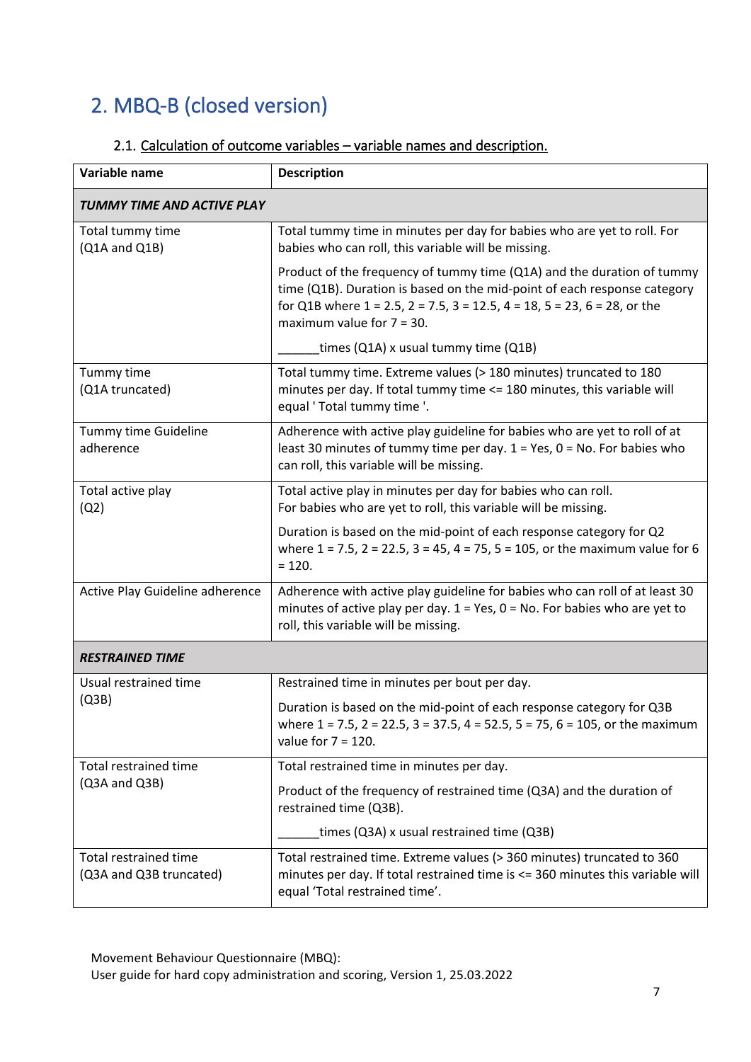## 2. MBQ-B (closed version)

### 2.1. Calculation of outcome variables – variable names and description.

| Variable name | Description |
|---|---|
| ***TUMMY TIME AND ACTIVE PLAY*** | |
| Total tummy time (Q1A and Q1B) | Total tummy time in minutes per day for babies who are yet to roll. For babies who can roll, this variable will be missing.<br><br>Product of the frequency of tummy time (Q1A) and the duration of tummy time (Q1B). Duration is based on the mid-point of each response category for Q1B where 1 = 2.5, 2 = 7.5, 3 = 12.5, 4 = 18, 5 = 23, 6 = 28, or the maximum value for 7 = 30.<br><br>______times (Q1A) x usual tummy time (Q1B) |
| Tummy time (Q1A truncated) | Total tummy time. Extreme values (> 180 minutes) truncated to 180 minutes per day. If total tummy time <= 180 minutes, this variable will equal ' Total tummy time '. |
| Tummy time Guideline adherence | Adherence with active play guideline for babies who are yet to roll of at least 30 minutes of tummy time per day. 1 = Yes, 0 = No. For babies who can roll, this variable will be missing. |
| Total active play (Q2) | Total active play in minutes per day for babies who can roll. For babies who are yet to roll, this variable will be missing.<br><br>Duration is based on the mid-point of each response category for Q2 where 1 = 7.5, 2 = 22.5, 3 = 45, 4 = 75, 5 = 105, or the maximum value for 6 = 120. |
| Active Play Guideline adherence | Adherence with active play guideline for babies who can roll of at least 30 minutes of active play per day. 1 = Yes, 0 = No. For babies who are yet to roll, this variable will be missing. |
| ***RESTRAINED TIME*** | |
| Usual restrained time (Q3B) | Restrained time in minutes per bout per day.<br><br>Duration is based on the mid-point of each response category for Q3B where 1 = 7.5, 2 = 22.5, 3 = 37.5, 4 = 52.5, 5 = 75, 6 = 105, or the maximum value for 7 = 120. |
| Total restrained time (Q3A and Q3B) | Total restrained time in minutes per day.<br><br>Product of the frequency of restrained time (Q3A) and the duration of restrained time (Q3B).<br><br>______times (Q3A) x usual restrained time (Q3B) |
| Total restrained time (Q3A and Q3B truncated) | Total restrained time. Extreme values (> 360 minutes) truncated to 360 minutes per day. If total restrained time is <= 360 minutes this variable will equal 'Total restrained time'. |

Movement Behaviour Questionnaire (MBQ):
User guide for hard copy administration and scoring, Version 1, 25.03.2022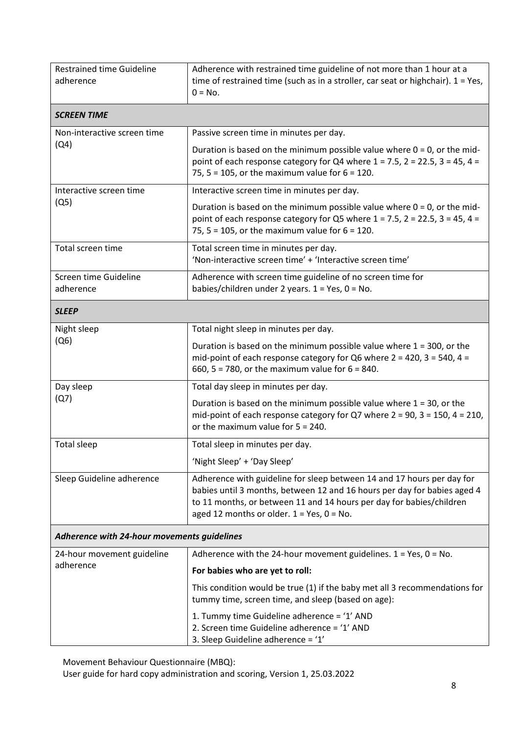| | |
|---|---|
| Restrained time Guideline adherence | Adherence with restrained time guideline of not more than 1 hour at a time of restrained time (such as in a stroller, car seat or highchair). 1 = Yes, 0 = No. |
| ***SCREEN TIME*** | |
| Non-interactive screen time (Q4) | Passive screen time in minutes per day.<br><br>Duration is based on the minimum possible value where 0 = 0, or the mid-point of each response category for Q4 where 1 = 7.5, 2 = 22.5, 3 = 45, 4 = 75, 5 = 105, or the maximum value for 6 = 120. |
| Interactive screen time (Q5) | Interactive screen time in minutes per day.<br><br>Duration is based on the minimum possible value where 0 = 0, or the mid-point of each response category for Q5 where 1 = 7.5, 2 = 22.5, 3 = 45, 4 = 75, 5 = 105, or the maximum value for 6 = 120. |
| Total screen time | Total screen time in minutes per day.<br>'Non-interactive screen time' + 'Interactive screen time' |
| Screen time Guideline adherence | Adherence with screen time guideline of no screen time for babies/children under 2 years. 1 = Yes, 0 = No. |
| ***SLEEP*** | |
| Night sleep (Q6) | Total night sleep in minutes per day.<br><br>Duration is based on the minimum possible value where 1 = 300, or the mid-point of each response category for Q6 where 2 = 420, 3 = 540, 4 = 660, 5 = 780, or the maximum value for 6 = 840. |
| Day sleep (Q7) | Total day sleep in minutes per day.<br><br>Duration is based on the minimum possible value where 1 = 30, or the mid-point of each response category for Q7 where 2 = 90, 3 = 150, 4 = 210, or the maximum value for 5 = 240. |
| Total sleep | Total sleep in minutes per day.<br><br>'Night Sleep' + 'Day Sleep' |
| Sleep Guideline adherence | Adherence with guideline for sleep between 14 and 17 hours per day for babies until 3 months, between 12 and 16 hours per day for babies aged 4 to 11 months, or between 11 and 14 hours per day for babies/children aged 12 months or older. 1 = Yes, 0 = No. |
| ***Adherence with 24-hour movements guidelines*** | |
| 24-hour movement guideline adherence | Adherence with the 24-hour movement guidelines. 1 = Yes, 0 = No.<br><br>**For babies who are yet to roll:**<br><br>This condition would be true (1) if the baby met all 3 recommendations for tummy time, screen time, and sleep (based on age):<br><br>1. Tummy time Guideline adherence = '1' AND<br>2. Screen time Guideline adherence = '1' AND<br>3. Sleep Guideline adherence = '1' |

Movement Behaviour Questionnaire (MBQ):
User guide for hard copy administration and scoring, Version 1, 25.03.2022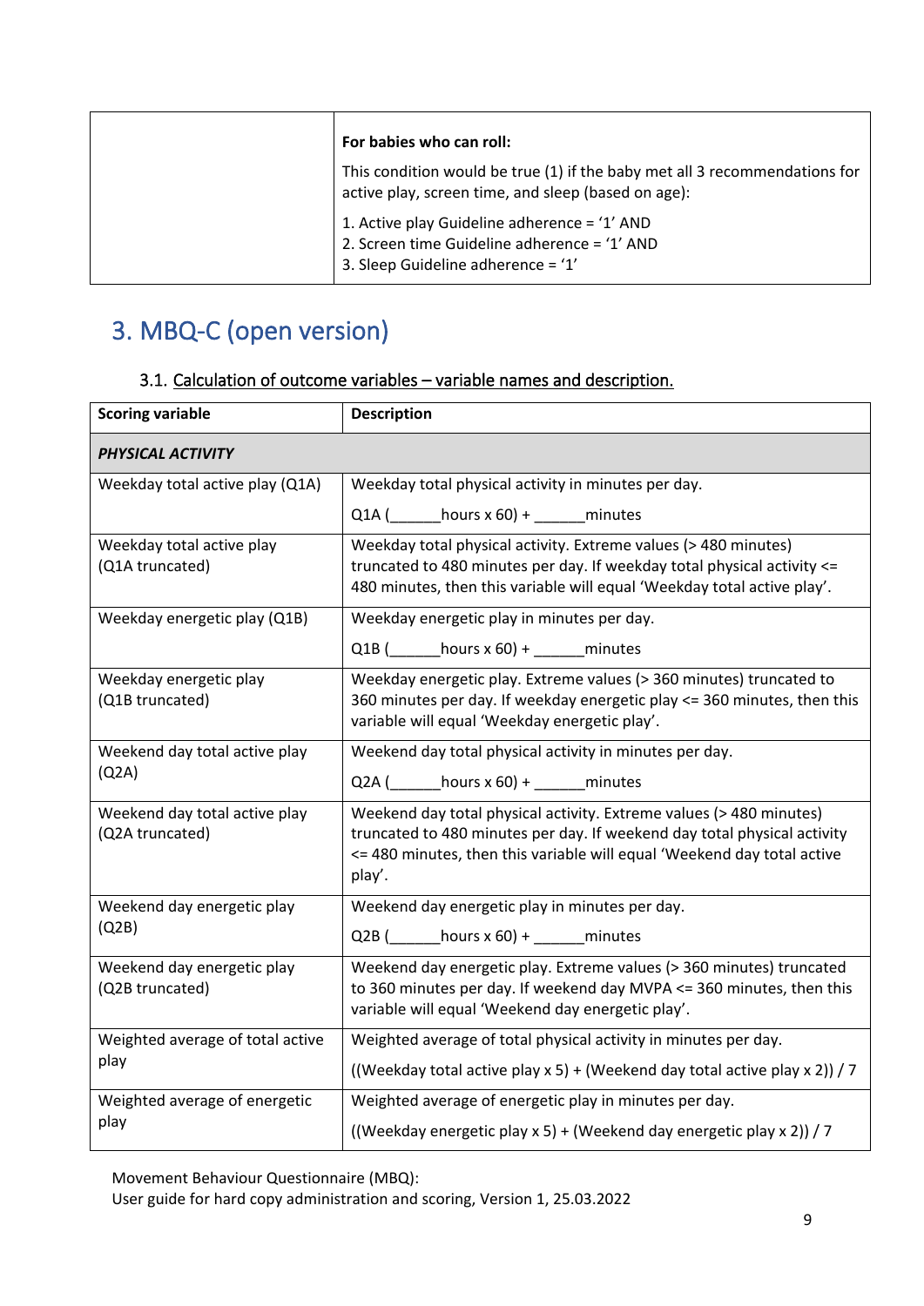| | |
|---|---|
| | **For babies who can roll:**<br><br>This condition would be true (1) if the baby met all 3 recommendations for active play, screen time, and sleep (based on age):<br><br>1. Active play Guideline adherence = '1' AND<br>2. Screen time Guideline adherence = '1' AND<br>3. Sleep Guideline adherence = '1' |

# 3. MBQ-C (open version)

## 3.1. Calculation of outcome variables – variable names and description.

| Scoring variable | Description |
|---|---|
| ***PHYSICAL ACTIVITY*** | |
| Weekday total active play (Q1A) | Weekday total physical activity in minutes per day.<br><br>Q1A (______hours x 60) + ______minutes |
| Weekday total active play (Q1A truncated) | Weekday total physical activity. Extreme values (> 480 minutes) truncated to 480 minutes per day. If weekday total physical activity <= 480 minutes, then this variable will equal 'Weekday total active play'. |
| Weekday energetic play (Q1B) | Weekday energetic play in minutes per day.<br><br>Q1B (______hours x 60) + ______minutes |
| Weekday energetic play (Q1B truncated) | Weekday energetic play. Extreme values (> 360 minutes) truncated to 360 minutes per day. If weekday energetic play <= 360 minutes, then this variable will equal 'Weekday energetic play'. |
| Weekend day total active play (Q2A) | Weekend day total physical activity in minutes per day.<br><br>Q2A (______hours x 60) + ______minutes |
| Weekend day total active play (Q2A truncated) | Weekend day total physical activity. Extreme values (> 480 minutes) truncated to 480 minutes per day. If weekend day total physical activity <= 480 minutes, then this variable will equal 'Weekend day total active play'. |
| Weekend day energetic play (Q2B) | Weekend day energetic play in minutes per day.<br><br>Q2B (______hours x 60) + ______minutes |
| Weekend day energetic play (Q2B truncated) | Weekend day energetic play. Extreme values (> 360 minutes) truncated to 360 minutes per day. If weekend day MVPA <= 360 minutes, then this variable will equal 'Weekend day energetic play'. |
| Weighted average of total active play | Weighted average of total physical activity in minutes per day.<br><br>((Weekday total active play x 5) + (Weekend day total active play x 2)) / 7 |
| Weighted average of energetic play | Weighted average of energetic play in minutes per day.<br><br>((Weekday energetic play x 5) + (Weekend day energetic play x 2)) / 7 |

Movement Behaviour Questionnaire (MBQ):
User guide for hard copy administration and scoring, Version 1, 25.03.2022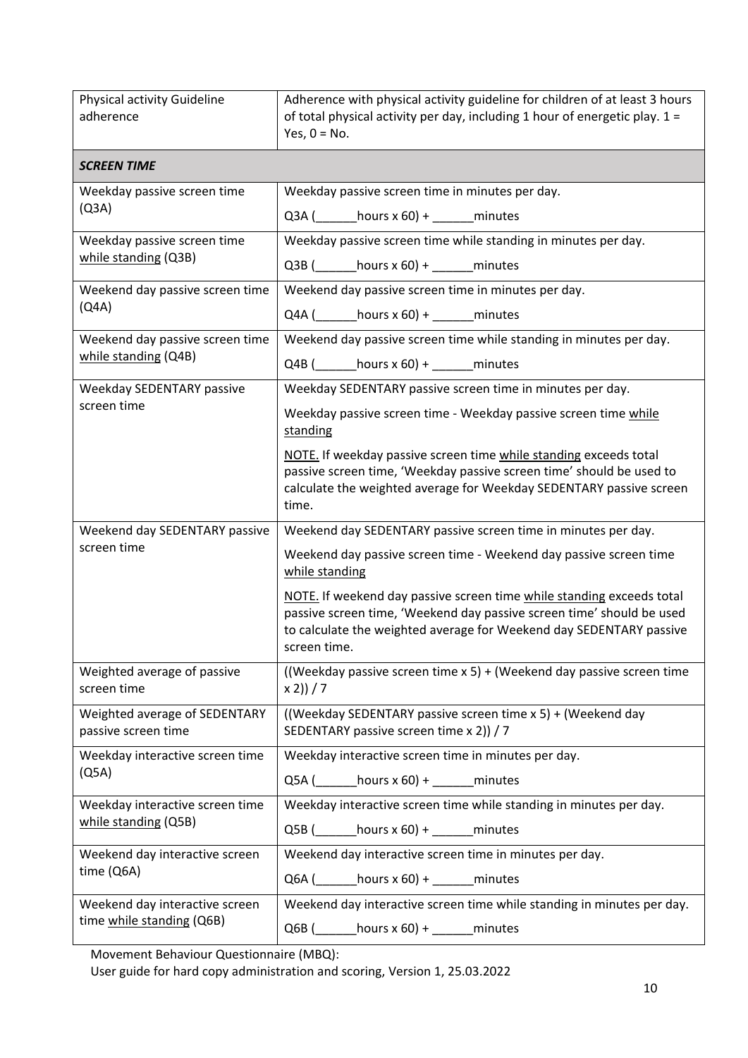| Physical activity Guideline adherence | Adherence with physical activity guideline for children of at least 3 hours of total physical activity per day, including 1 hour of energetic play. 1 = Yes, 0 = No. |
|---|---|
| ***SCREEN TIME*** | |
| Weekday passive screen time (Q3A) | Weekday passive screen time in minutes per day.<br><br>Q3A (______hours x 60) + ______minutes |
| Weekday passive screen time while standing (Q3B) | Weekday passive screen time while standing in minutes per day.<br><br>Q3B (______hours x 60) + ______minutes |
| Weekend day passive screen time (Q4A) | Weekend day passive screen time in minutes per day.<br><br>Q4A (______hours x 60) + ______minutes |
| Weekend day passive screen time while standing (Q4B) | Weekend day passive screen time while standing in minutes per day.<br><br>Q4B (______hours x 60) + ______minutes |
| Weekday SEDENTARY passive screen time | Weekday SEDENTARY passive screen time in minutes per day.<br><br>Weekday passive screen time - Weekday passive screen time while standing<br><br>NOTE. If weekday passive screen time while standing exceeds total passive screen time, 'Weekday passive screen time' should be used to calculate the weighted average for Weekday SEDENTARY passive screen time. |
| Weekend day SEDENTARY passive screen time | Weekend day SEDENTARY passive screen time in minutes per day.<br><br>Weekend day passive screen time - Weekend day passive screen time while standing<br><br>NOTE. If weekend day passive screen time while standing exceeds total passive screen time, 'Weekend day passive screen time' should be used to calculate the weighted average for Weekend day SEDENTARY passive screen time. |
| Weighted average of passive screen time | ((Weekday passive screen time x 5) + (Weekend day passive screen time x 2)) / 7 |
| Weighted average of SEDENTARY passive screen time | ((Weekday SEDENTARY passive screen time x 5) + (Weekend day SEDENTARY passive screen time x 2)) / 7 |
| Weekday interactive screen time (Q5A) | Weekday interactive screen time in minutes per day.<br><br>Q5A (______hours x 60) + ______minutes |
| Weekday interactive screen time while standing (Q5B) | Weekday interactive screen time while standing in minutes per day.<br><br>Q5B (______hours x 60) + ______minutes |
| Weekend day interactive screen time (Q6A) | Weekend day interactive screen time in minutes per day.<br><br>Q6A (______hours x 60) + ______minutes |
| Weekend day interactive screen time while standing (Q6B) | Weekend day interactive screen time while standing in minutes per day.<br><br>Q6B (______hours x 60) + ______minutes |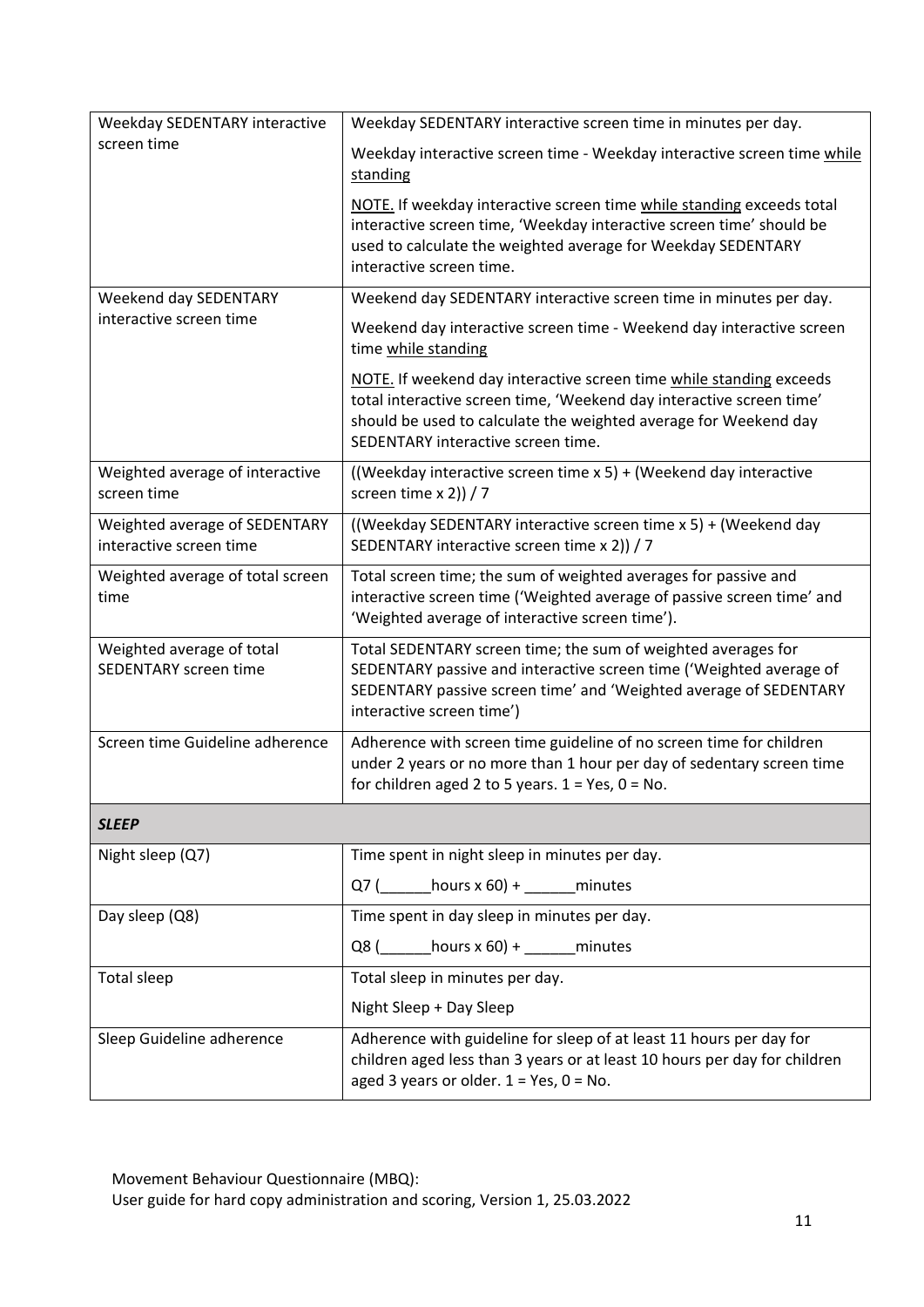| | |
|---|---|
| Weekday SEDENTARY interactive screen time | Weekday SEDENTARY interactive screen time in minutes per day.<br><br>Weekday interactive screen time - Weekday interactive screen time <u>while standing</u><br><br><u>NOTE.</u> If weekday interactive screen time <u>while standing</u> exceeds total interactive screen time, 'Weekday interactive screen time' should be used to calculate the weighted average for Weekday SEDENTARY interactive screen time. |
| Weekend day SEDENTARY interactive screen time | Weekend day SEDENTARY interactive screen time in minutes per day.<br><br>Weekend day interactive screen time - Weekend day interactive screen time <u>while standing</u><br><br><u>NOTE.</u> If weekend day interactive screen time <u>while standing</u> exceeds total interactive screen time, 'Weekend day interactive screen time' should be used to calculate the weighted average for Weekend day SEDENTARY interactive screen time. |
| Weighted average of interactive screen time | ((Weekday interactive screen time x 5) + (Weekend day interactive screen time x 2)) / 7 |
| Weighted average of SEDENTARY interactive screen time | ((Weekday SEDENTARY interactive screen time x 5) + (Weekend day SEDENTARY interactive screen time x 2)) / 7 |
| Weighted average of total screen time | Total screen time; the sum of weighted averages for passive and interactive screen time ('Weighted average of passive screen time' and 'Weighted average of interactive screen time'). |
| Weighted average of total SEDENTARY screen time | Total SEDENTARY screen time; the sum of weighted averages for SEDENTARY passive and interactive screen time ('Weighted average of SEDENTARY passive screen time' and 'Weighted average of SEDENTARY interactive screen time') |
| Screen time Guideline adherence | Adherence with screen time guideline of no screen time for children under 2 years or no more than 1 hour per day of sedentary screen time for children aged 2 to 5 years. 1 = Yes, 0 = No. |
| ***SLEEP*** | |
| Night sleep (Q7) | Time spent in night sleep in minutes per day.<br><br>Q7 (______hours x 60) + ______minutes |
| Day sleep (Q8) | Time spent in day sleep in minutes per day.<br><br>Q8 (______hours x 60) + ______minutes |
| Total sleep | Total sleep in minutes per day.<br><br>Night Sleep + Day Sleep |
| Sleep Guideline adherence | Adherence with guideline for sleep of at least 11 hours per day for children aged less than 3 years or at least 10 hours per day for children aged 3 years or older. 1 = Yes, 0 = No. |

Movement Behaviour Questionnaire (MBQ):
User guide for hard copy administration and scoring, Version 1, 25.03.2022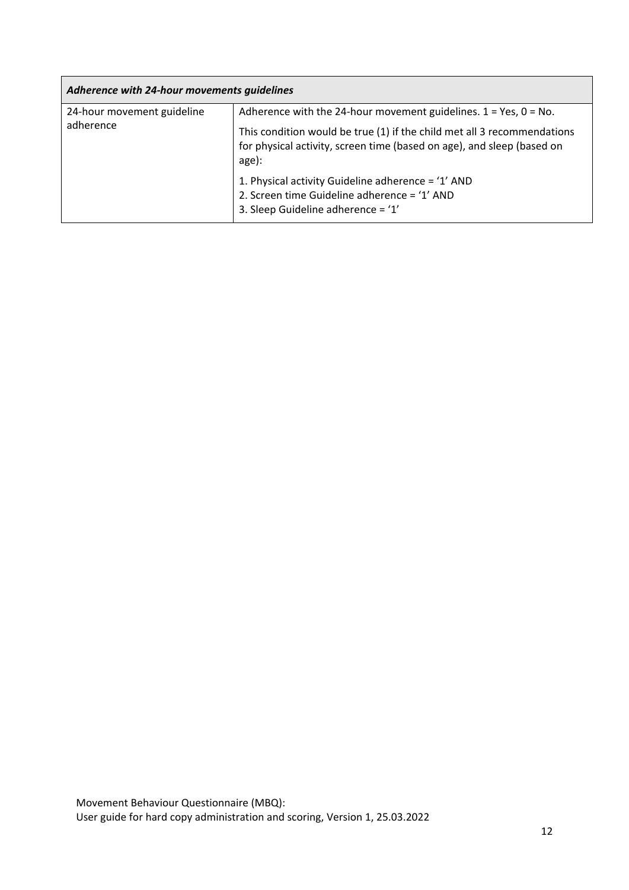| *Adherence with 24-hour movements guidelines* | |
| --- | --- |
| 24-hour movement guideline adherence | Adherence with the 24-hour movement guidelines. 1 = Yes, 0 = No.<br><br>This condition would be true (1) if the child met all 3 recommendations for physical activity, screen time (based on age), and sleep (based on age):<br><br>1. Physical activity Guideline adherence = '1' AND<br>2. Screen time Guideline adherence = '1' AND<br>3. Sleep Guideline adherence = '1' |

Movement Behaviour Questionnaire (MBQ):
User guide for hard copy administration and scoring, Version 1, 25.03.2022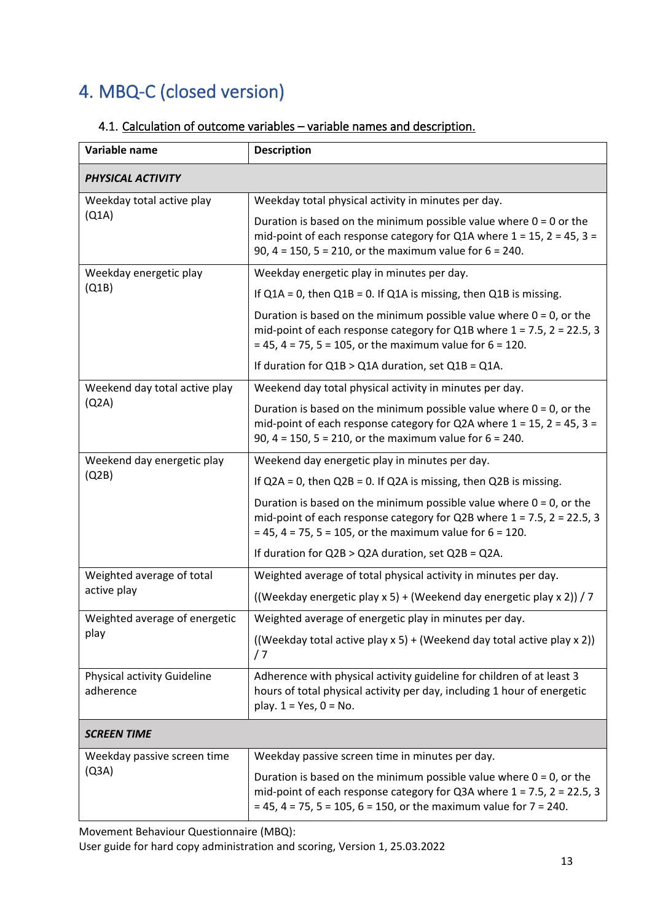# 4. MBQ-C (closed version)

## 4.1. Calculation of outcome variables – variable names and description.

| Variable name | Description |
| --- | --- |
| ***PHYSICAL ACTIVITY*** | |
| Weekday total active play (Q1A) | Weekday total physical activity in minutes per day.<br><br>Duration is based on the minimum possible value where 0 = 0 or the mid-point of each response category for Q1A where 1 = 15, 2 = 45, 3 = 90, 4 = 150, 5 = 210, or the maximum value for 6 = 240. |
| Weekday energetic play (Q1B) | Weekday energetic play in minutes per day.<br><br>If Q1A = 0, then Q1B = 0. If Q1A is missing, then Q1B is missing.<br><br>Duration is based on the minimum possible value where 0 = 0, or the mid-point of each response category for Q1B where 1 = 7.5, 2 = 22.5, 3 = 45, 4 = 75, 5 = 105, or the maximum value for 6 = 120.<br><br>If duration for Q1B > Q1A duration, set Q1B = Q1A. |
| Weekend day total active play (Q2A) | Weekend day total physical activity in minutes per day.<br><br>Duration is based on the minimum possible value where 0 = 0, or the mid-point of each response category for Q2A where 1 = 15, 2 = 45, 3 = 90, 4 = 150, 5 = 210, or the maximum value for 6 = 240. |
| Weekend day energetic play (Q2B) | Weekend day energetic play in minutes per day.<br><br>If Q2A = 0, then Q2B = 0. If Q2A is missing, then Q2B is missing.<br><br>Duration is based on the minimum possible value where 0 = 0, or the mid-point of each response category for Q2B where 1 = 7.5, 2 = 22.5, 3 = 45, 4 = 75, 5 = 105, or the maximum value for 6 = 120.<br><br>If duration for Q2B > Q2A duration, set Q2B = Q2A. |
| Weighted average of total active play | Weighted average of total physical activity in minutes per day.<br><br>((Weekday energetic play x 5) + (Weekend day energetic play x 2)) / 7 |
| Weighted average of energetic play | Weighted average of energetic play in minutes per day.<br><br>((Weekday total active play x 5) + (Weekend day total active play x 2)) / 7 |
| Physical activity Guideline adherence | Adherence with physical activity guideline for children of at least 3 hours of total physical activity per day, including 1 hour of energetic play. 1 = Yes, 0 = No. |
| ***SCREEN TIME*** | |
| Weekday passive screen time (Q3A) | Weekday passive screen time in minutes per day.<br><br>Duration is based on the minimum possible value where 0 = 0, or the mid-point of each response category for Q3A where 1 = 7.5, 2 = 22.5, 3 = 45, 4 = 75, 5 = 105, 6 = 150, or the maximum value for 7 = 240. |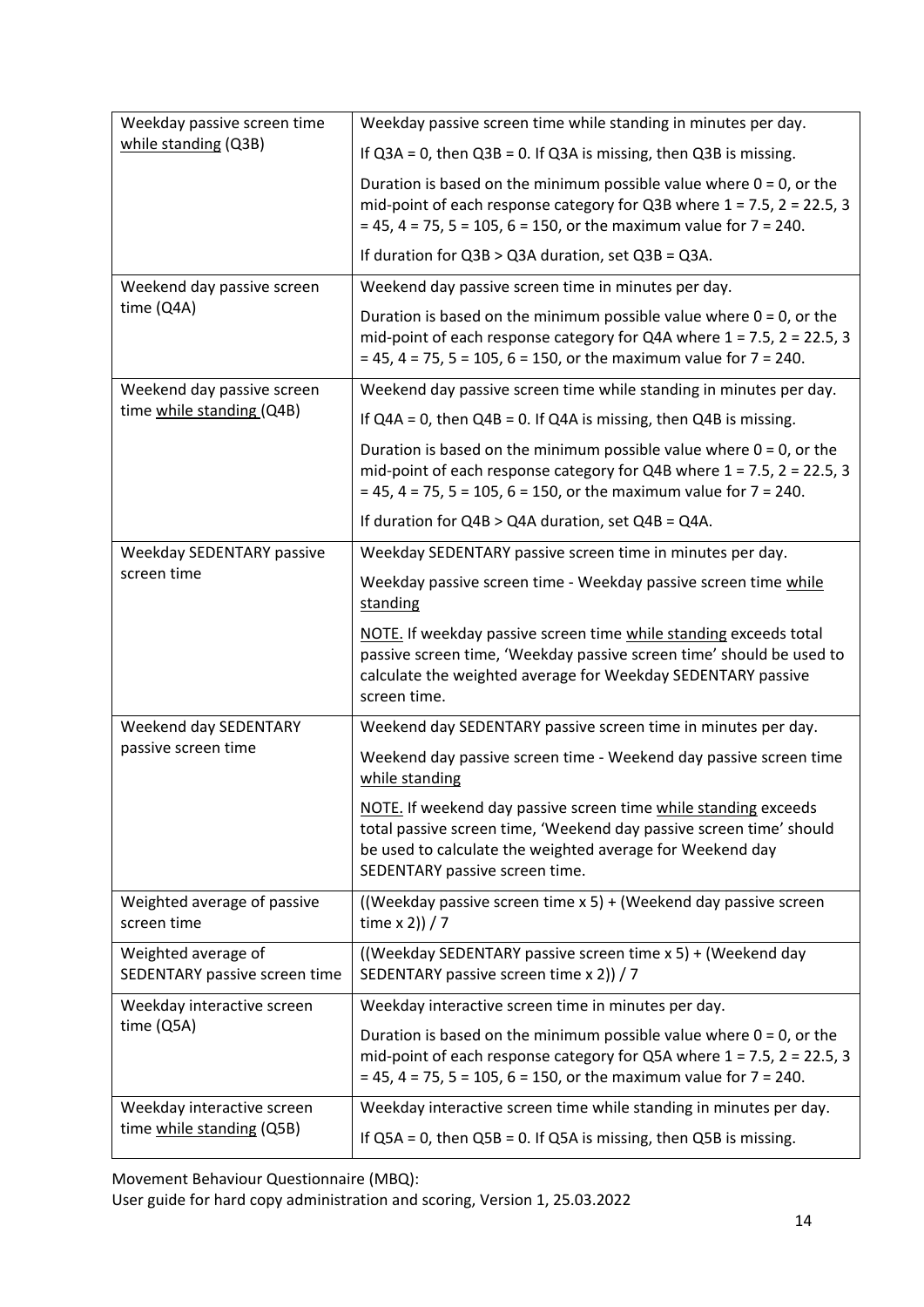| | |
|---|---|
| Weekday passive screen time while standing (Q3B) | Weekday passive screen time while standing in minutes per day.<br><br>If Q3A = 0, then Q3B = 0. If Q3A is missing, then Q3B is missing.<br><br>Duration is based on the minimum possible value where 0 = 0, or the mid-point of each response category for Q3B where 1 = 7.5, 2 = 22.5, 3 = 45, 4 = 75, 5 = 105, 6 = 150, or the maximum value for 7 = 240.<br><br>If duration for Q3B > Q3A duration, set Q3B = Q3A. |
| Weekend day passive screen time (Q4A) | Weekend day passive screen time in minutes per day.<br><br>Duration is based on the minimum possible value where 0 = 0, or the mid-point of each response category for Q4A where 1 = 7.5, 2 = 22.5, 3 = 45, 4 = 75, 5 = 105, 6 = 150, or the maximum value for 7 = 240. |
| Weekend day passive screen time while standing (Q4B) | Weekend day passive screen time while standing in minutes per day.<br><br>If Q4A = 0, then Q4B = 0. If Q4A is missing, then Q4B is missing.<br><br>Duration is based on the minimum possible value where 0 = 0, or the mid-point of each response category for Q4B where 1 = 7.5, 2 = 22.5, 3 = 45, 4 = 75, 5 = 105, 6 = 150, or the maximum value for 7 = 240.<br><br>If duration for Q4B > Q4A duration, set Q4B = Q4A. |
| Weekday SEDENTARY passive screen time | Weekday SEDENTARY passive screen time in minutes per day.<br><br>Weekday passive screen time - Weekday passive screen time while standing<br><br>NOTE. If weekday passive screen time while standing exceeds total passive screen time, 'Weekday passive screen time' should be used to calculate the weighted average for Weekday SEDENTARY passive screen time. |
| Weekend day SEDENTARY passive screen time | Weekend day SEDENTARY passive screen time in minutes per day.<br><br>Weekend day passive screen time - Weekend day passive screen time while standing<br><br>NOTE. If weekend day passive screen time while standing exceeds total passive screen time, 'Weekend day passive screen time' should be used to calculate the weighted average for Weekend day SEDENTARY passive screen time. |
| Weighted average of passive screen time | ((Weekday passive screen time x 5) + (Weekend day passive screen time x 2)) / 7 |
| Weighted average of SEDENTARY passive screen time | ((Weekday SEDENTARY passive screen time x 5) + (Weekend day SEDENTARY passive screen time x 2)) / 7 |
| Weekday interactive screen time (Q5A) | Weekday interactive screen time in minutes per day.<br><br>Duration is based on the minimum possible value where 0 = 0, or the mid-point of each response category for Q5A where 1 = 7.5, 2 = 22.5, 3 = 45, 4 = 75, 5 = 105, 6 = 150, or the maximum value for 7 = 240. |
| Weekday interactive screen time while standing (Q5B) | Weekday interactive screen time while standing in minutes per day.<br><br>If Q5A = 0, then Q5B = 0. If Q5A is missing, then Q5B is missing. |

Movement Behaviour Questionnaire (MBQ):
User guide for hard copy administration and scoring, Version 1, 25.03.2022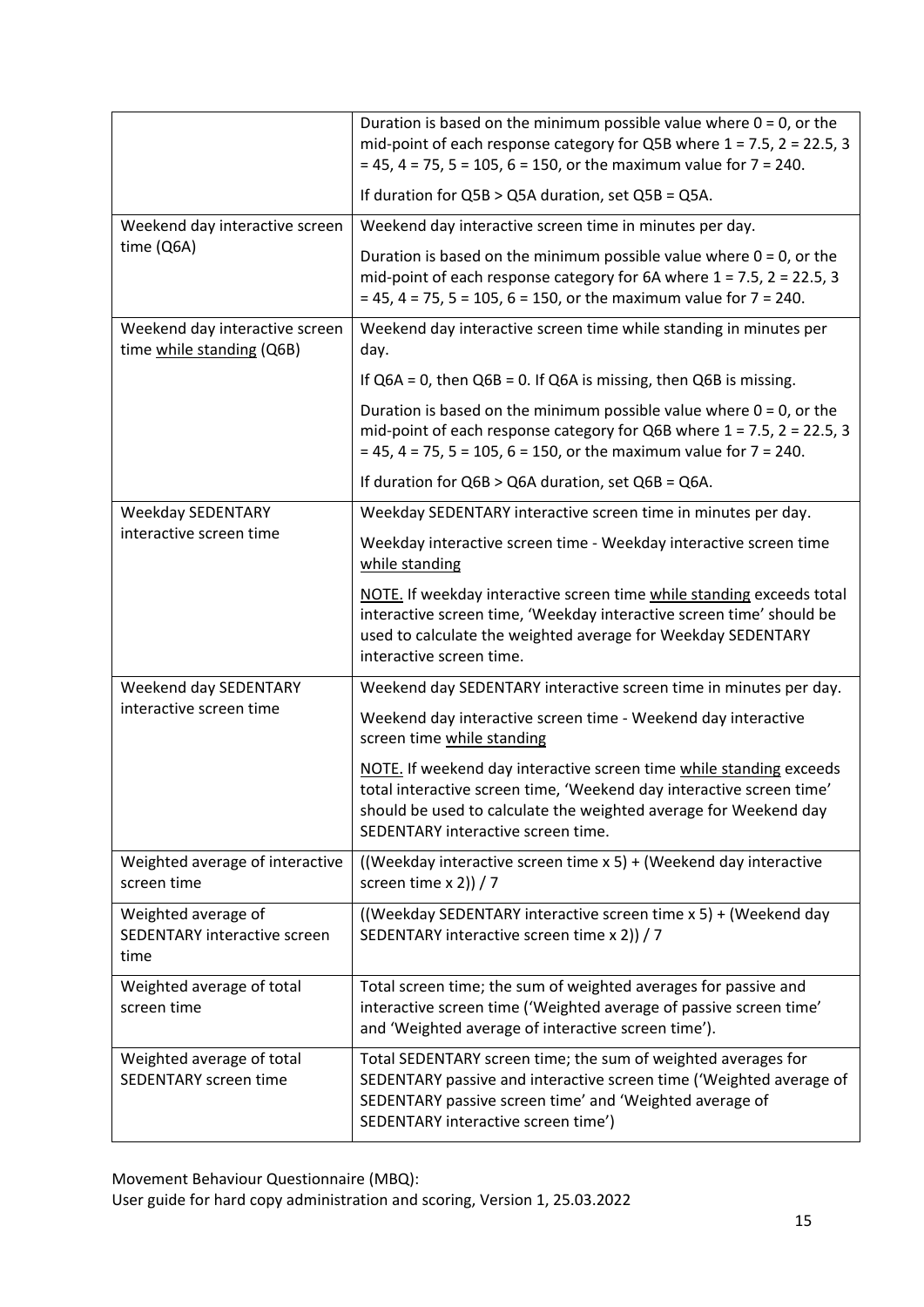| | |
|---|---|
| | Duration is based on the minimum possible value where 0 = 0, or the mid-point of each response category for Q5B where 1 = 7.5, 2 = 22.5, 3 = 45, 4 = 75, 5 = 105, 6 = 150, or the maximum value for 7 = 240.<br><br>If duration for Q5B > Q5A duration, set Q5B = Q5A. |
| Weekend day interactive screen time (Q6A) | Weekend day interactive screen time in minutes per day.<br><br>Duration is based on the minimum possible value where 0 = 0, or the mid-point of each response category for 6A where 1 = 7.5, 2 = 22.5, 3 = 45, 4 = 75, 5 = 105, 6 = 150, or the maximum value for 7 = 240. |
| Weekend day interactive screen time while standing (Q6B) | Weekend day interactive screen time while standing in minutes per day.<br><br>If Q6A = 0, then Q6B = 0. If Q6A is missing, then Q6B is missing.<br><br>Duration is based on the minimum possible value where 0 = 0, or the mid-point of each response category for Q6B where 1 = 7.5, 2 = 22.5, 3 = 45, 4 = 75, 5 = 105, 6 = 150, or the maximum value for 7 = 240.<br><br>If duration for Q6B > Q6A duration, set Q6B = Q6A. |
| Weekday SEDENTARY interactive screen time | Weekday SEDENTARY interactive screen time in minutes per day.<br><br>Weekday interactive screen time - Weekday interactive screen time while standing<br><br>NOTE. If weekday interactive screen time while standing exceeds total interactive screen time, 'Weekday interactive screen time' should be used to calculate the weighted average for Weekday SEDENTARY interactive screen time. |
| Weekend day SEDENTARY interactive screen time | Weekend day SEDENTARY interactive screen time in minutes per day.<br><br>Weekend day interactive screen time - Weekend day interactive screen time while standing<br><br>NOTE. If weekend day interactive screen time while standing exceeds total interactive screen time, 'Weekend day interactive screen time' should be used to calculate the weighted average for Weekend day SEDENTARY interactive screen time. |
| Weighted average of interactive screen time | ((Weekday interactive screen time x 5) + (Weekend day interactive screen time x 2)) / 7 |
| Weighted average of SEDENTARY interactive screen time | ((Weekday SEDENTARY interactive screen time x 5) + (Weekend day SEDENTARY interactive screen time x 2)) / 7 |
| Weighted average of total screen time | Total screen time; the sum of weighted averages for passive and interactive screen time ('Weighted average of passive screen time' and 'Weighted average of interactive screen time'). |
| Weighted average of total SEDENTARY screen time | Total SEDENTARY screen time; the sum of weighted averages for SEDENTARY passive and interactive screen time ('Weighted average of SEDENTARY passive screen time' and 'Weighted average of SEDENTARY interactive screen time') |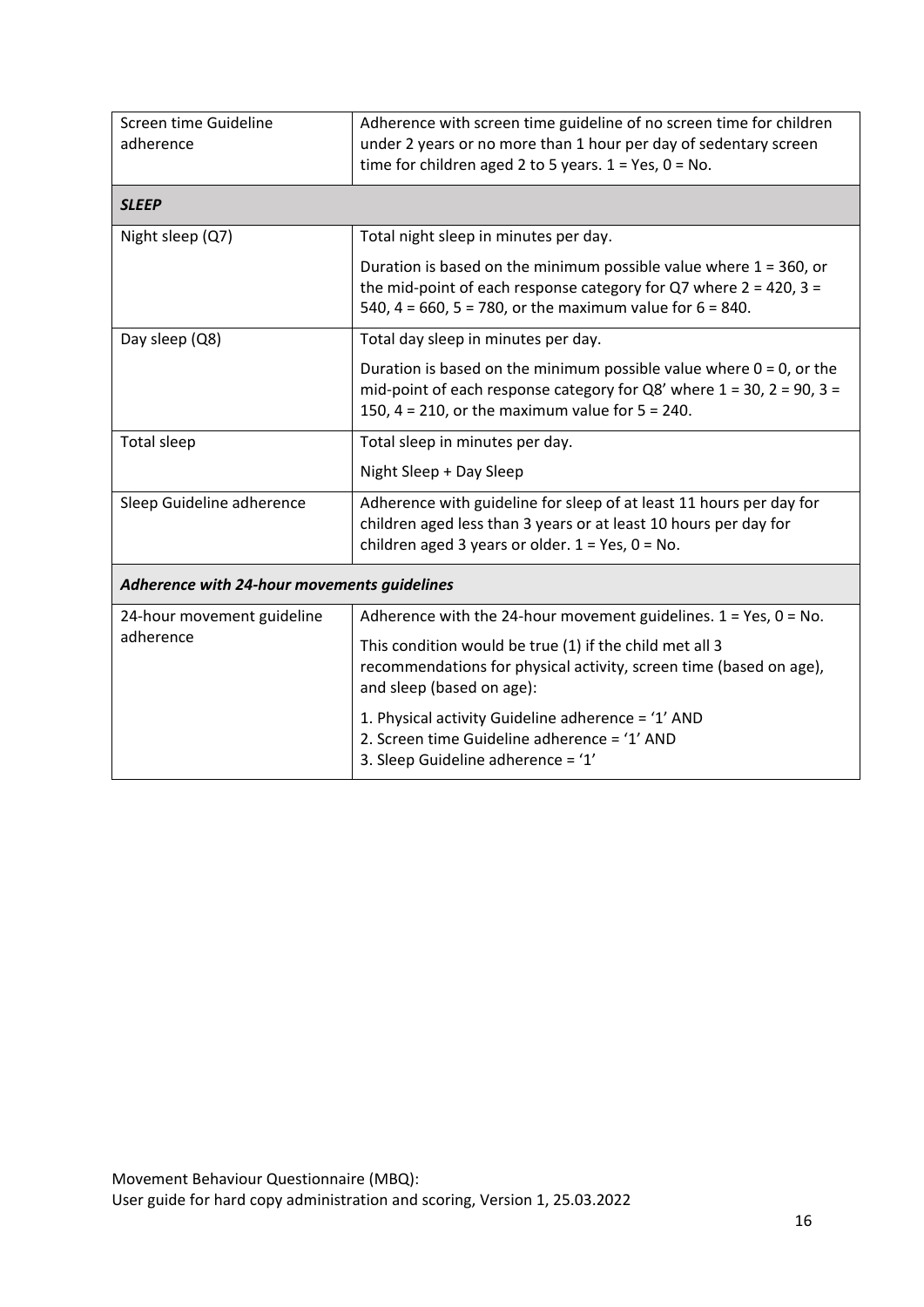| | |
|---|---|
| Screen time Guideline adherence | Adherence with screen time guideline of no screen time for children under 2 years or no more than 1 hour per day of sedentary screen time for children aged 2 to 5 years. 1 = Yes, 0 = No. |
| ***SLEEP*** | |
| Night sleep (Q7) | Total night sleep in minutes per day.<br><br>Duration is based on the minimum possible value where 1 = 360, or the mid-point of each response category for Q7 where 2 = 420, 3 = 540, 4 = 660, 5 = 780, or the maximum value for 6 = 840. |
| Day sleep (Q8) | Total day sleep in minutes per day.<br><br>Duration is based on the minimum possible value where 0 = 0, or the mid-point of each response category for Q8' where 1 = 30, 2 = 90, 3 = 150, 4 = 210, or the maximum value for 5 = 240. |
| Total sleep | Total sleep in minutes per day.<br><br>Night Sleep + Day Sleep |
| Sleep Guideline adherence | Adherence with guideline for sleep of at least 11 hours per day for children aged less than 3 years or at least 10 hours per day for children aged 3 years or older. 1 = Yes, 0 = No. |
| ***Adherence with 24-hour movements guidelines*** | |
| 24-hour movement guideline adherence | Adherence with the 24-hour movement guidelines. 1 = Yes, 0 = No.<br><br>This condition would be true (1) if the child met all 3 recommendations for physical activity, screen time (based on age), and sleep (based on age):<br><br>1. Physical activity Guideline adherence = '1' AND<br>2. Screen time Guideline adherence = '1' AND<br>3. Sleep Guideline adherence = '1' |

Movement Behaviour Questionnaire (MBQ):
User guide for hard copy administration and scoring, Version 1, 25.03.2022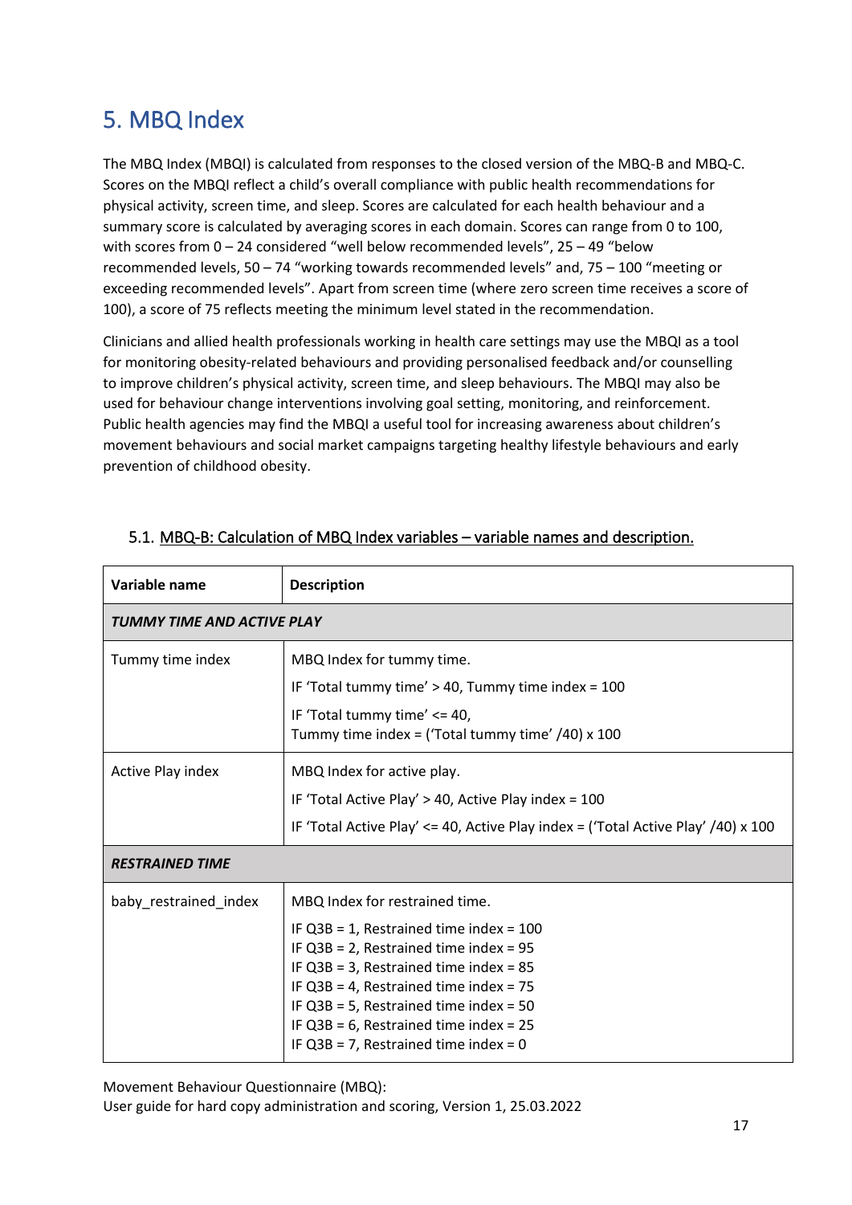## 5. MBQ Index

The MBQ Index (MBQI) is calculated from responses to the closed version of the MBQ-B and MBQ-C. Scores on the MBQI reflect a child's overall compliance with public health recommendations for physical activity, screen time, and sleep. Scores are calculated for each health behaviour and a summary score is calculated by averaging scores in each domain. Scores can range from 0 to 100, with scores from 0 – 24 considered "well below recommended levels", 25 – 49 "below recommended levels, 50 – 74 "working towards recommended levels" and, 75 – 100 "meeting or exceeding recommended levels". Apart from screen time (where zero screen time receives a score of 100), a score of 75 reflects meeting the minimum level stated in the recommendation.

Clinicians and allied health professionals working in health care settings may use the MBQI as a tool for monitoring obesity-related behaviours and providing personalised feedback and/or counselling to improve children's physical activity, screen time, and sleep behaviours. The MBQI may also be used for behaviour change interventions involving goal setting, monitoring, and reinforcement. Public health agencies may find the MBQI a useful tool for increasing awareness about children's movement behaviours and social market campaigns targeting healthy lifestyle behaviours and early prevention of childhood obesity.

### 5.1. MBQ-B: Calculation of MBQ Index variables – variable names and description.

| Variable name | Description |
|---|---|
| ***TUMMY TIME AND ACTIVE PLAY*** | |
| Tummy time index | MBQ Index for tummy time.<br>IF 'Total tummy time' > 40, Tummy time index = 100<br>IF 'Total tummy time' <= 40,<br>Tummy time index = ('Total tummy time' /40) x 100 |
| Active Play index | MBQ Index for active play.<br>IF 'Total Active Play' > 40, Active Play index = 100<br>IF 'Total Active Play' <= 40, Active Play index = ('Total Active Play' /40) x 100 |
| ***RESTRAINED TIME*** | |
| baby_restrained_index | MBQ Index for restrained time.<br>IF Q3B = 1, Restrained time index = 100<br>IF Q3B = 2, Restrained time index = 95<br>IF Q3B = 3, Restrained time index = 85<br>IF Q3B = 4, Restrained time index = 75<br>IF Q3B = 5, Restrained time index = 50<br>IF Q3B = 6, Restrained time index = 25<br>IF Q3B = 7, Restrained time index = 0 |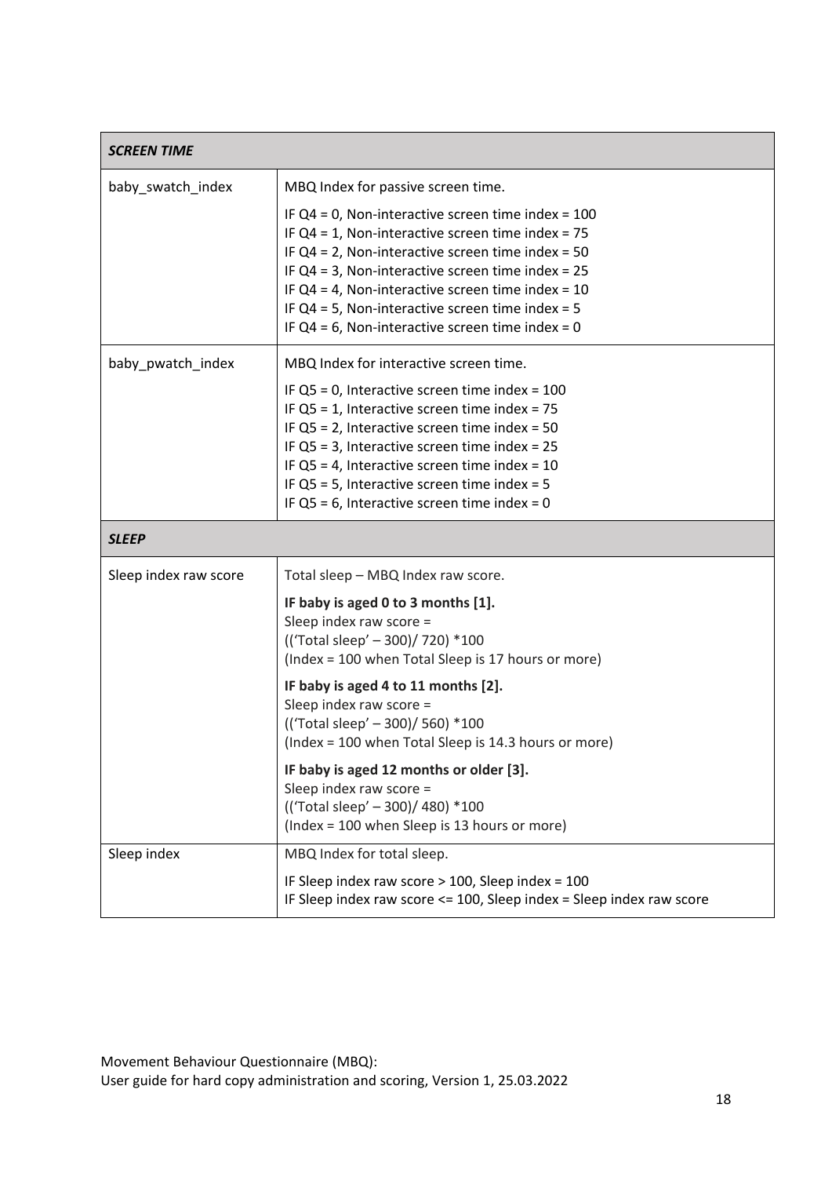| ***SCREEN TIME*** | |
|---|---|
| baby_swatch_index | MBQ Index for passive screen time.<br><br>IF Q4 = 0, Non-interactive screen time index = 100<br>IF Q4 = 1, Non-interactive screen time index = 75<br>IF Q4 = 2, Non-interactive screen time index = 50<br>IF Q4 = 3, Non-interactive screen time index = 25<br>IF Q4 = 4, Non-interactive screen time index = 10<br>IF Q4 = 5, Non-interactive screen time index = 5<br>IF Q4 = 6, Non-interactive screen time index = 0 |
| baby_pwatch_index | MBQ Index for interactive screen time.<br><br>IF Q5 = 0, Interactive screen time index = 100<br>IF Q5 = 1, Interactive screen time index = 75<br>IF Q5 = 2, Interactive screen time index = 50<br>IF Q5 = 3, Interactive screen time index = 25<br>IF Q5 = 4, Interactive screen time index = 10<br>IF Q5 = 5, Interactive screen time index = 5<br>IF Q5 = 6, Interactive screen time index = 0 |
| ***SLEEP*** | |
| Sleep index raw score | Total sleep – MBQ Index raw score.<br><br>**IF baby is aged 0 to 3 months [1].**<br>Sleep index raw score =<br>((‘Total sleep’ – 300)/ 720) *100<br>(Index = 100 when Total Sleep is 17 hours or more)<br><br>**IF baby is aged 4 to 11 months [2].**<br>Sleep index raw score =<br>((‘Total sleep’ – 300)/ 560) *100<br>(Index = 100 when Total Sleep is 14.3 hours or more)<br><br>**IF baby is aged 12 months or older [3].**<br>Sleep index raw score =<br>((‘Total sleep’ – 300)/ 480) *100<br>(Index = 100 when Sleep is 13 hours or more) |
| Sleep index | MBQ Index for total sleep.<br><br>IF Sleep index raw score > 100, Sleep index = 100<br>IF Sleep index raw score <= 100, Sleep index = Sleep index raw score |

Movement Behaviour Questionnaire (MBQ):
User guide for hard copy administration and scoring, Version 1, 25.03.2022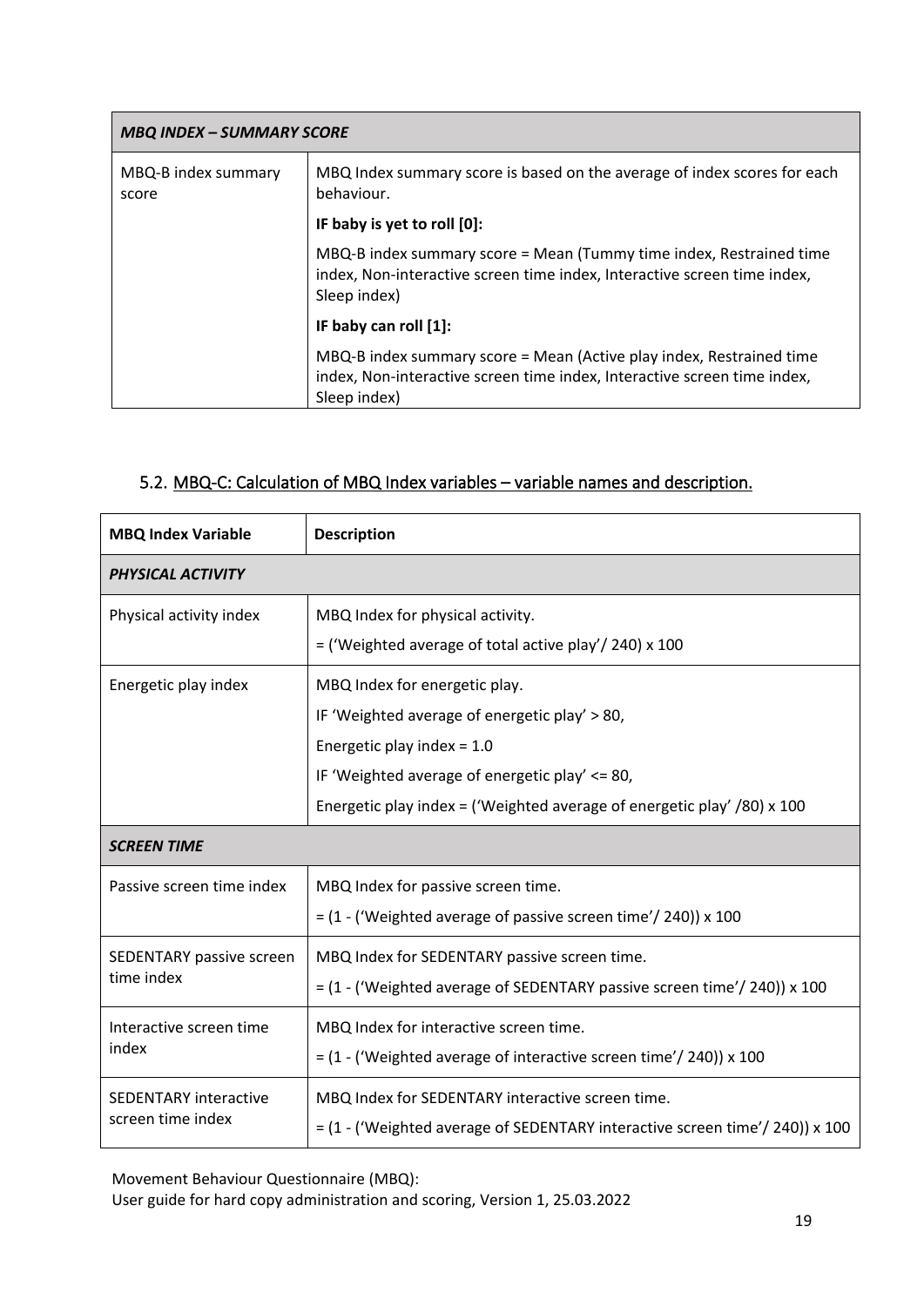| *MBQ INDEX – SUMMARY SCORE* | |
|---|---|
| MBQ-B index summary score | MBQ Index summary score is based on the average of index scores for each behaviour.<br>**IF baby is yet to roll [0]:**<br>MBQ-B index summary score = Mean (Tummy time index, Restrained time index, Non-interactive screen time index, Interactive screen time index, Sleep index)<br>**IF baby can roll [1]:**<br>MBQ-B index summary score = Mean (Active play index, Restrained time index, Non-interactive screen time index, Interactive screen time index, Sleep index) |

## 5.2. MBQ-C: Calculation of MBQ Index variables – variable names and description.

| **MBQ Index Variable** | **Description** |
|---|---|
| ***PHYSICAL ACTIVITY*** | |
| Physical activity index | MBQ Index for physical activity.<br>= ('Weighted average of total active play'/ 240) x 100 |
| Energetic play index | MBQ Index for energetic play.<br>IF 'Weighted average of energetic play' > 80,<br>Energetic play index = 1.0<br>IF 'Weighted average of energetic play' <= 80,<br>Energetic play index = ('Weighted average of energetic play' /80) x 100 |
| ***SCREEN TIME*** | |
| Passive screen time index | MBQ Index for passive screen time.<br>= (1 - ('Weighted average of passive screen time'/ 240)) x 100 |
| SEDENTARY passive screen time index | MBQ Index for SEDENTARY passive screen time.<br>= (1 - ('Weighted average of SEDENTARY passive screen time'/ 240)) x 100 |
| Interactive screen time index | MBQ Index for interactive screen time.<br>= (1 - ('Weighted average of interactive screen time'/ 240)) x 100 |
| SEDENTARY interactive screen time index | MBQ Index for SEDENTARY interactive screen time.<br>= (1 - ('Weighted average of SEDENTARY interactive screen time'/ 240)) x 100 |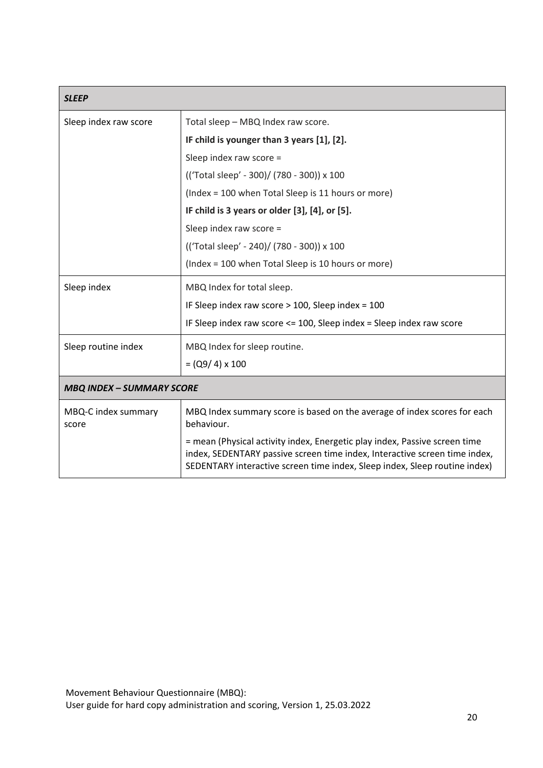| *SLEEP* | |
|---|---|
| Sleep index raw score | Total sleep – MBQ Index raw score.<br>**IF child is younger than 3 years [1], [2].**<br>Sleep index raw score =<br>((‘Total sleep’ - 300)/ (780 - 300)) x 100<br>(Index = 100 when Total Sleep is 11 hours or more)<br>**IF child is 3 years or older [3], [4], or [5].**<br>Sleep index raw score =<br>((‘Total sleep’ - 240)/ (780 - 300)) x 100<br>(Index = 100 when Total Sleep is 10 hours or more) |
| Sleep index | MBQ Index for total sleep.<br>IF Sleep index raw score > 100, Sleep index = 100<br>IF Sleep index raw score <= 100, Sleep index = Sleep index raw score |
| Sleep routine index | MBQ Index for sleep routine.<br>= (Q9/ 4) x 100 |
| ***MBQ INDEX – SUMMARY SCORE*** | |
| MBQ-C index summary score | MBQ Index summary score is based on the average of index scores for each behaviour.<br>= mean (Physical activity index, Energetic play index, Passive screen time index, SEDENTARY passive screen time index, Interactive screen time index, SEDENTARY interactive screen time index, Sleep index, Sleep routine index) |